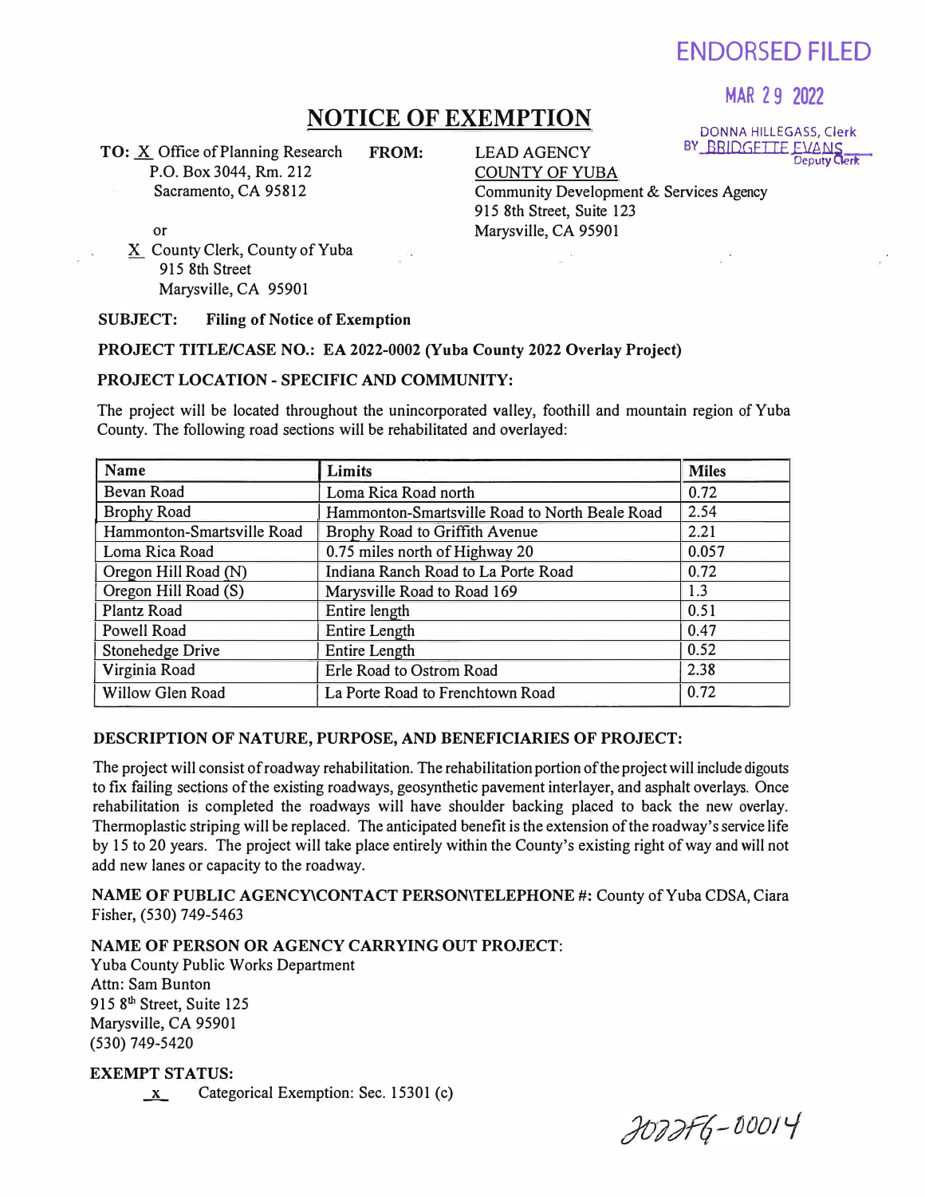ENDORSED FILED

MAR 29 2022

DONNA HILLEGASS, Clerk
BY BRIDGETTE EVANS
Deputy Clerk

# NOTICE OF EXEMPTION

**TO:** X Office of Planning Research
P.O. Box 3044, Rm. 212
Sacramento, CA 95812

or

X County Clerk, County of Yuba
915 8th Street
Marysville, CA 95901

**FROM:**
LEAD AGENCY
COUNTY OF YUBA
Community Development & Services Agency
915 8th Street, Suite 123
Marysville, CA 95901

**SUBJECT: Filing of Notice of Exemption**

**PROJECT TITLE/CASE NO.: EA 2022-0002 (Yuba County 2022 Overlay Project)**

**PROJECT LOCATION - SPECIFIC AND COMMUNITY:**

The project will be located throughout the unincorporated valley, foothill and mountain region of Yuba County. The following road sections will be rehabilitated and overlayed:

| Name | Limits | Miles |
|---|---|---|
| Bevan Road | Loma Rica Road north | 0.72 |
| Brophy Road | Hammonton-Smartsville Road to North Beale Road | 2.54 |
| Hammonton-Smartsville Road | Brophy Road to Griffith Avenue | 2.21 |
| Loma Rica Road | 0.75 miles north of Highway 20 | 0.057 |
| Oregon Hill Road (N) | Indiana Ranch Road to La Porte Road | 0.72 |
| Oregon Hill Road (S) | Marysville Road to Road 169 | 1.3 |
| Plantz Road | Entire length | 0.51 |
| Powell Road | Entire Length | 0.47 |
| Stonehedge Drive | Entire Length | 0.52 |
| Virginia Road | Erle Road to Ostrom Road | 2.38 |
| Willow Glen Road | La Porte Road to Frenchtown Road | 0.72 |

**DESCRIPTION OF NATURE, PURPOSE, AND BENEFICIARIES OF PROJECT:**

The project will consist of roadway rehabilitation. The rehabilitation portion of the project will include digouts to fix failing sections of the existing roadways, geosynthetic pavement interlayer, and asphalt overlays. Once rehabilitation is completed the roadways will have shoulder backing placed to back the new overlay. Thermoplastic striping will be replaced. The anticipated benefit is the extension of the roadway's service life by 15 to 20 years. The project will take place entirely within the County's existing right of way and will not add new lanes or capacity to the roadway.

**NAME OF PUBLIC AGENCY\CONTACT PERSON\TELEPHONE #:** County of Yuba CDSA, Ciara Fisher, (530) 749-5463

**NAME OF PERSON OR AGENCY CARRYING OUT PROJECT:**
Yuba County Public Works Department
Attn: Sam Bunton
915 8th Street, Suite 125
Marysville, CA 95901
(530) 749-5420

**EXEMPT STATUS:**

x Categorical Exemption: Sec. 15301 (c)

2022FG-00014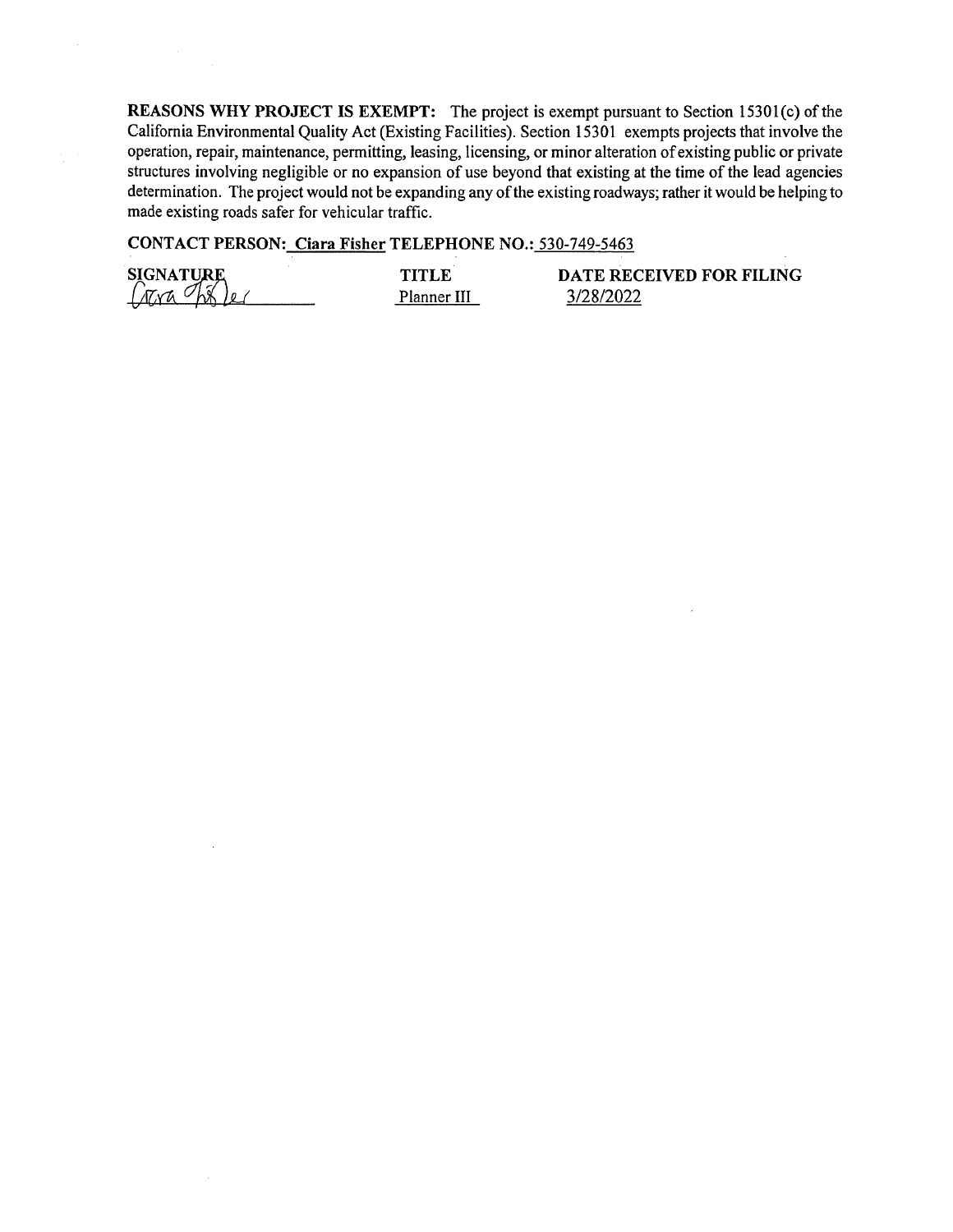**REASONS WHY PROJECT IS EXEMPT:** The project is exempt pursuant to Section 15301(c) of the California Environmental Quality Act (Existing Facilities). Section 15301 exempts projects that involve the operation, repair, maintenance, permitting, leasing, licensing, or minor alteration of existing public or private structures involving negligible or no expansion of use beyond that existing at the time of the lead agencies determination. The project would not be expanding any of the existing roadways; rather it would be helping to made existing roads safer for vehicular traffic.

**CONTACT PERSON:** Ciara Fisher **TELEPHONE NO.:** 530-749-5463

| **SIGNATURE** | **TITLE** | **DATE RECEIVED FOR FILING** |
|---|---|---|
| Ciara Fisher | Planner III | 3/28/2022 |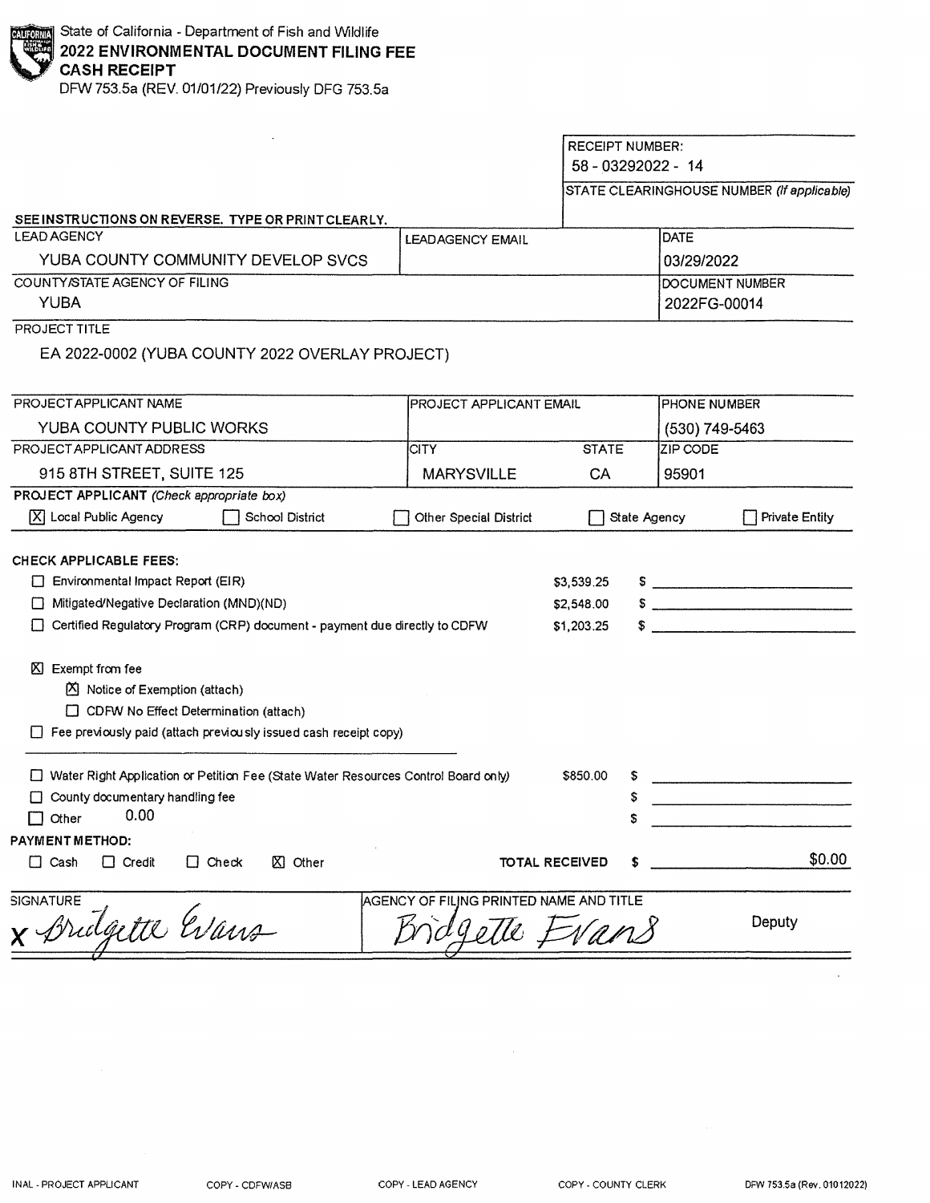State of California - Department of Fish and Wildlife
**2022 ENVIRONMENTAL DOCUMENT FILING FEE**
**CASH RECEIPT**
DFW 753.5a (REV. 01/01/22) Previously DFG 753.5a

RECEIPT NUMBER:
58 - 03292022 - 14

STATE CLEARINGHOUSE NUMBER *(If applicable)*

**SEE INSTRUCTIONS ON REVERSE. TYPE OR PRINT CLEARLY.**

| LEAD AGENCY | LEAD AGENCY EMAIL | DATE |
|---|---|---|
| YUBA COUNTY COMMUNITY DEVELOP SVCS | | 03/29/2022 |

| COUNTY/STATE AGENCY OF FILING | DOCUMENT NUMBER |
|---|---|
| YUBA | 2022FG-00014 |

PROJECT TITLE

EA 2022-0002 (YUBA COUNTY 2022 OVERLAY PROJECT)

| PROJECT APPLICANT NAME | PROJECT APPLICANT EMAIL | | PHONE NUMBER |
|---|---|---|---|
| YUBA COUNTY PUBLIC WORKS | | | (530) 749-5463 |
| **PROJECT APPLICANT ADDRESS** | **CITY** | **STATE** | **ZIP CODE** |
| 915 8TH STREET, SUITE 125 | MARYSVILLE | CA | 95901 |

**PROJECT APPLICANT** *(Check appropriate box)*

[X] Local Public Agency  [ ] School District  [ ] Other Special District  [ ] State Agency  [ ] Private Entity

**CHECK APPLICABLE FEES:**

| | | |
|---|---|---|
| [ ] Environmental Impact Report (EIR) | $3,539.25 | $ |
| [ ] Mitigated/Negative Declaration (MND)(ND) | $2,548.00 | $ |
| [ ] Certified Regulatory Program (CRP) document - payment due directly to CDFW | $1,203.25 | $ |

[X] Exempt from fee
- [X] Notice of Exemption (attach)
- [ ] CDFW No Effect Determination (attach)

[ ] Fee previously paid (attach previously issued cash receipt copy)

| | | |
|---|---|---|
| [ ] Water Right Application or Petition Fee (State Water Resources Control Board only) | $850.00 | $ |
| [ ] County documentary handling fee | | $ |
| [ ] Other 0.00 | | $ |

**PAYMENT METHOD:**

[ ] Cash  [ ] Credit  [ ] Check  [X] Other  **TOTAL RECEIVED** $ $0.00

| SIGNATURE | AGENCY OF FILING PRINTED NAME AND TITLE | |
|---|---|---|
| x Bridgette Evans | Bridgette Evans | Deputy |

INAL - PROJECT APPLICANT   COPY - CDFW/ASB   COPY - LEAD AGENCY   COPY - COUNTY CLERK   DFW 753.5a (Rev. 01012022)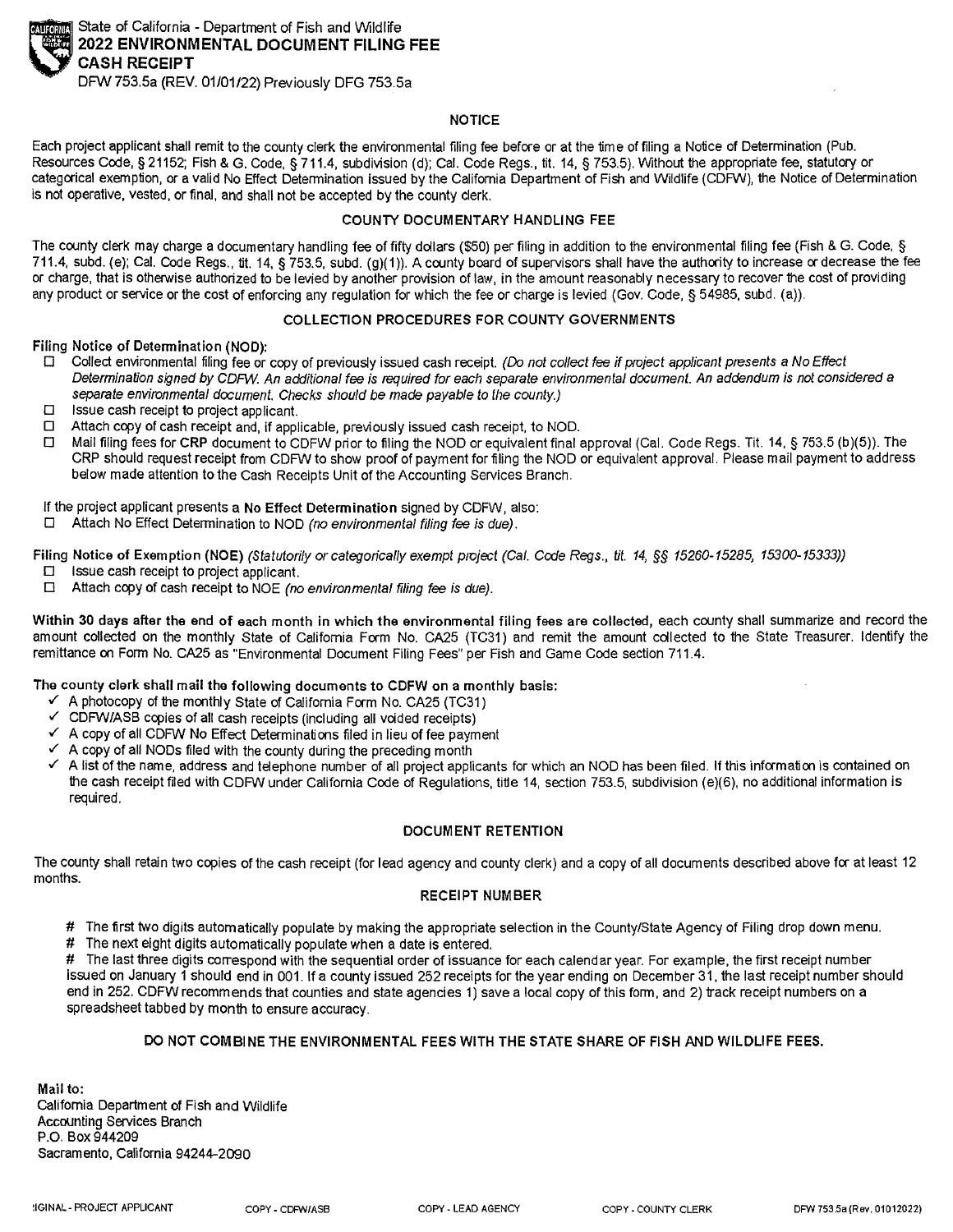State of California - Department of Fish and Wildlife
# 2022 ENVIRONMENTAL DOCUMENT FILING FEE CASH RECEIPT
DFW 753.5a (REV. 01/01/22) Previously DFG 753.5a

### NOTICE

Each project applicant shall remit to the county clerk the environmental filing fee before or at the time of filing a Notice of Determination (Pub. Resources Code, § 21152; Fish & G. Code, § 711.4, subdivision (d); Cal. Code Regs., tit. 14, § 753.5). Without the appropriate fee, statutory or categorical exemption, or a valid No Effect Determination issued by the California Department of Fish and Wildlife (CDFW), the Notice of Determination is not operative, vested, or final, and shall not be accepted by the county clerk.

### COUNTY DOCUMENTARY HANDLING FEE

The county clerk may charge a documentary handling fee of fifty dollars ($50) per filing in addition to the environmental filing fee (Fish & G. Code, § 711.4, subd. (e); Cal. Code Regs., tit. 14, § 753.5, subd. (g)(1)). A county board of supervisors shall have the authority to increase or decrease the fee or charge, that is otherwise authorized to be levied by another provision of law, in the amount reasonably necessary to recover the cost of providing any product or service or the cost of enforcing any regulation for which the fee or charge is levied (Gov. Code, § 54985, subd. (a)).

### COLLECTION PROCEDURES FOR COUNTY GOVERNMENTS

**Filing Notice of Determination (NOD):**

- ☐ Collect environmental filing fee or copy of previously issued cash receipt. *(Do not collect fee if project applicant presents a No Effect Determination signed by CDFW. An additional fee is required for each separate environmental document. An addendum is not considered a separate environmental document. Checks should be made payable to the county.)*
- ☐ Issue cash receipt to project applicant.
- ☐ Attach copy of cash receipt and, if applicable, previously issued cash receipt, to NOD.
- ☐ Mail filing fees for **CRP** document to CDFW prior to filing the NOD or equivalent final approval (Cal. Code Regs. Tit. 14, § 753.5 (b)(5)). The CRP should request receipt from CDFW to show proof of payment for filing the NOD or equivalent approval. Please mail payment to address below made attention to the Cash Receipts Unit of the Accounting Services Branch.

If the project applicant presents a **No Effect Determination** signed by CDFW, also:

- ☐ Attach No Effect Determination to NOD *(no environmental filing fee is due)*.

**Filing Notice of Exemption (NOE)** *(Statutorily or categorically exempt project (Cal. Code Regs., tit. 14, §§ 15260-15285, 15300-15333))*

- ☐ Issue cash receipt to project applicant.
- ☐ Attach copy of cash receipt to NOE *(no environmental filing fee is due)*.

**Within 30 days after the end of each month in which the environmental filing fees are collected,** each county shall summarize and record the amount collected on the monthly State of California Form No. CA25 (TC31) and remit the amount collected to the State Treasurer. Identify the remittance on Form No. CA25 as "Environmental Document Filing Fees" per Fish and Game Code section 711.4.

**The county clerk shall mail the following documents to CDFW on a monthly basis:**

- ✓ A photocopy of the monthly State of California Form No. CA25 (TC31)
- ✓ CDFW/ASB copies of all cash receipts (including all voided receipts)
- ✓ A copy of all CDFW No Effect Determinations filed in lieu of fee payment
- ✓ A copy of all NODs filed with the county during the preceding month
- ✓ A list of the name, address and telephone number of all project applicants for which an NOD has been filed. If this information is contained on the cash receipt filed with CDFW under California Code of Regulations, title 14, section 753.5, subdivision (e)(6), no additional information is required.

### DOCUMENT RETENTION

The county shall retain two copies of the cash receipt (for lead agency and county clerk) and a copy of all documents described above for at least 12 months.

### RECEIPT NUMBER

# The first two digits automatically populate by making the appropriate selection in the County/State Agency of Filing drop down menu.

# The next eight digits automatically populate when a date is entered.

# The last three digits correspond with the sequential order of issuance for each calendar year. For example, the first receipt number issued on January 1 should end in 001. If a county issued 252 receipts for the year ending on December 31, the last receipt number should end in 252. CDFW recommends that counties and state agencies 1) save a local copy of this form, and 2) track receipt numbers on a spreadsheet tabbed by month to ensure accuracy.

**DO NOT COMBINE THE ENVIRONMENTAL FEES WITH THE STATE SHARE OF FISH AND WILDLIFE FEES.**

**Mail to:**
California Department of Fish and Wildlife
Accounting Services Branch
P.O. Box 944209
Sacramento, California 94244-2090

ORIGINAL - PROJECT APPLICANT | COPY - CDFW/ASB | COPY - LEAD AGENCY | COPY - COUNTY CLERK | DFW 753.5a (Rev. 01012022)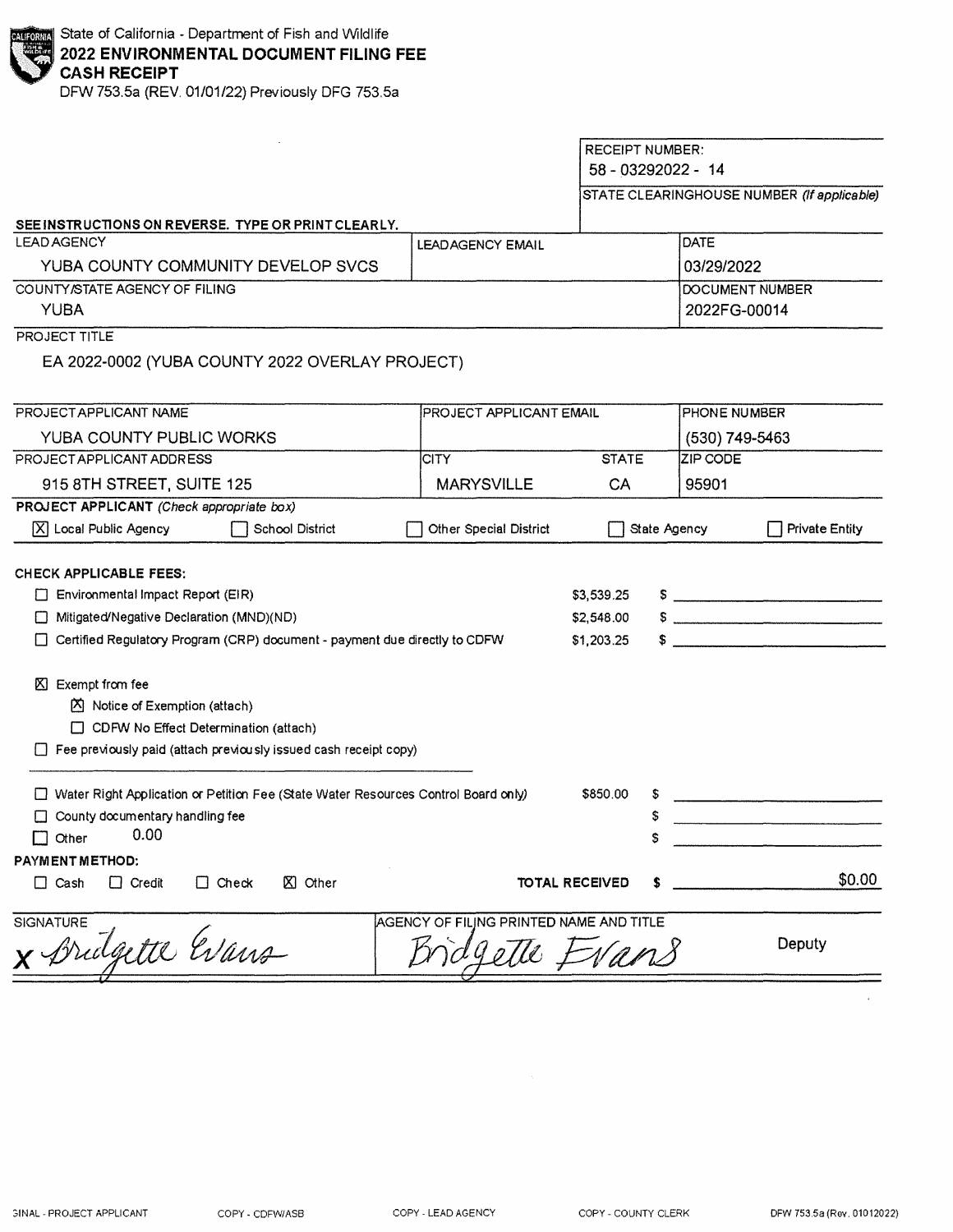State of California - Department of Fish and Wildlife

**2022 ENVIRONMENTAL DOCUMENT FILING FEE**
**CASH RECEIPT**

DFW 753.5a (REV. 01/01/22) Previously DFG 753.5a

| RECEIPT NUMBER: |
|---|
| 58 - 03292022 - 14 |
| STATE CLEARINGHOUSE NUMBER *(If applicable)* |
| |

**SEE INSTRUCTIONS ON REVERSE. TYPE OR PRINT CLEARLY.**

| LEAD AGENCY | LEAD AGENCY EMAIL | DATE |
|---|---|---|
| YUBA COUNTY COMMUNITY DEVELOP SVCS | | 03/29/2022 |
| **COUNTY/STATE AGENCY OF FILING** | | **DOCUMENT NUMBER** |
| YUBA | | 2022FG-00014 |

PROJECT TITLE

EA 2022-0002 (YUBA COUNTY 2022 OVERLAY PROJECT)

| PROJECT APPLICANT NAME | PROJECT APPLICANT EMAIL | | PHONE NUMBER |
|---|---|---|---|
| YUBA COUNTY PUBLIC WORKS | | | (530) 749-5463 |
| **PROJECT APPLICANT ADDRESS** | **CITY** | **STATE** | **ZIP CODE** |
| 915 8TH STREET, SUITE 125 | MARYSVILLE | CA | 95901 |

**PROJECT APPLICANT** *(Check appropriate box)*

☒ Local Public Agency ☐ School District ☐ Other Special District ☐ State Agency ☐ Private Entity

**CHECK APPLICABLE FEES:**

| | | |
|---|---|---|
| ☐ Environmental Impact Report (EIR) | $3,539.25 | $ |
| ☐ Mitigated/Negative Declaration (MND)(ND) | $2,548.00 | $ |
| ☐ Certified Regulatory Program (CRP) document - payment due directly to CDFW | $1,203.25 | $ |

☒ Exempt from fee
- ☒ Notice of Exemption (attach)
- ☐ CDFW No Effect Determination (attach)

☐ Fee previously paid (attach previously issued cash receipt copy)

| | | |
|---|---|---|
| ☐ Water Right Application or Petition Fee (State Water Resources Control Board only) | $850.00 | $ |
| ☐ County documentary handling fee | | $ |
| ☐ Other 0.00 | | $ |

**PAYMENT METHOD:**

☐ Cash ☐ Credit ☐ Check ☒ Other **TOTAL RECEIVED** $ $0.00

| SIGNATURE | AGENCY OF FILING PRINTED NAME AND TITLE | |
|---|---|---|
| x Bridgette Evans | Bridgette Evans | Deputy |

ORIGINAL - PROJECT APPLICANT COPY - CDFW/ASB COPY - LEAD AGENCY COPY - COUNTY CLERK DFW 753.5a (Rev. 01012022)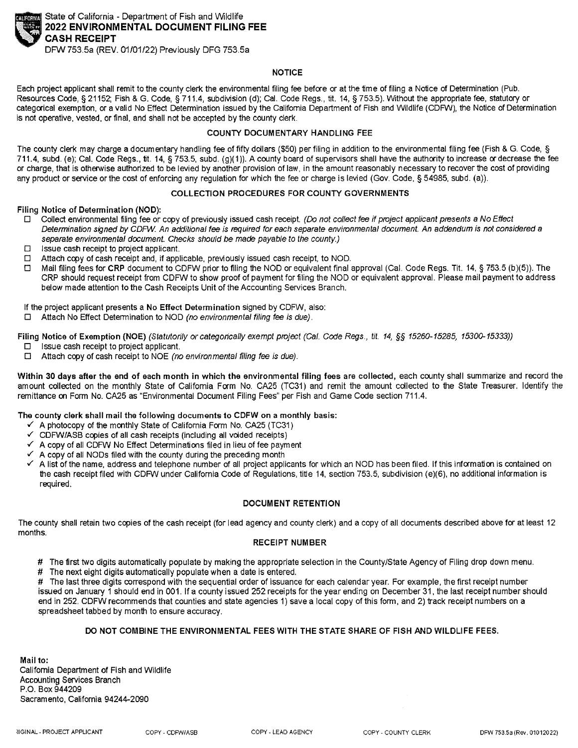State of California - Department of Fish and Wildlife
# 2022 ENVIRONMENTAL DOCUMENT FILING FEE CASH RECEIPT
DFW 753.5a (REV. 01/01/22) Previously DFG 753.5a

## NOTICE

Each project applicant shall remit to the county clerk the environmental filing fee before or at the time of filing a Notice of Determination (Pub. Resources Code, § 21152; Fish & G. Code, § 711.4, subdivision (d); Cal. Code Regs., tit. 14, § 753.5). Without the appropriate fee, statutory or categorical exemption, or a valid No Effect Determination issued by the California Department of Fish and Wildlife (CDFW), the Notice of Determination is not operative, vested, or final, and shall not be accepted by the county clerk.

## COUNTY DOCUMENTARY HANDLING FEE

The county clerk may charge a documentary handling fee of fifty dollars ($50) per filing in addition to the environmental filing fee (Fish & G. Code, § 711.4, subd. (e); Cal. Code Regs., tit. 14, § 753.5, subd. (g)(1)). A county board of supervisors shall have the authority to increase or decrease the fee or charge, that is otherwise authorized to be levied by another provision of law, in the amount reasonably necessary to recover the cost of providing any product or service or the cost of enforcing any regulation for which the fee or charge is levied (Gov. Code, § 54985, subd. (a)).

## COLLECTION PROCEDURES FOR COUNTY GOVERNMENTS

**Filing Notice of Determination (NOD):**

- ☐ Collect environmental filing fee or copy of previously issued cash receipt. *(Do not collect fee if project applicant presents a No Effect Determination signed by CDFW. An additional fee is required for each separate environmental document. An addendum is not considered a separate environmental document. Checks should be made payable to the county.)*
- ☐ Issue cash receipt to project applicant.
- ☐ Attach copy of cash receipt and, if applicable, previously issued cash receipt, to NOD.
- ☐ Mail filing fees for **CRP** document to CDFW prior to filing the NOD or equivalent final approval (Cal. Code Regs. Tit. 14, § 753.5 (b)(5)). The CRP should request receipt from CDFW to show proof of payment for filing the NOD or equivalent approval. Please mail payment to address below made attention to the Cash Receipts Unit of the Accounting Services Branch.

If the project applicant presents a **No Effect Determination** signed by CDFW, also:

- ☐ Attach No Effect Determination to NOD *(no environmental filing fee is due)*.

**Filing Notice of Exemption (NOE)** *(Statutorily or categorically exempt project (Cal. Code Regs., tit. 14, §§ 15260-15285, 15300-15333))*

- ☐ Issue cash receipt to project applicant.
- ☐ Attach copy of cash receipt to NOE *(no environmental filing fee is due)*.

**Within 30 days after the end of each month in which the environmental filing fees are collected,** each county shall summarize and record the amount collected on the monthly State of California Form No. CA25 (TC31) and remit the amount collected to the State Treasurer. Identify the remittance on Form No. CA25 as "Environmental Document Filing Fees" per Fish and Game Code section 711.4.

**The county clerk shall mail the following documents to CDFW on a monthly basis:**

- ✓ A photocopy of the monthly State of California Form No. CA25 (TC31)
- ✓ CDFW/ASB copies of all cash receipts (including all voided receipts)
- ✓ A copy of all CDFW No Effect Determinations filed in lieu of fee payment
- ✓ A copy of all NODs filed with the county during the preceding month
- ✓ A list of the name, address and telephone number of all project applicants for which an NOD has been filed. If this information is contained on the cash receipt filed with CDFW under California Code of Regulations, title 14, section 753.5, subdivision (e)(6), no additional information is required.

## DOCUMENT RETENTION

The county shall retain two copies of the cash receipt (for lead agency and county clerk) and a copy of all documents described above for at least 12 months.

## RECEIPT NUMBER

# The first two digits automatically populate by making the appropriate selection in the County/State Agency of Filing drop down menu.

# The next eight digits automatically populate when a date is entered.

# The last three digits correspond with the sequential order of issuance for each calendar year. For example, the first receipt number issued on January 1 should end in 001. If a county issued 252 receipts for the year ending on December 31, the last receipt number should end in 252. CDFW recommends that counties and state agencies 1) save a local copy of this form, and 2) track receipt numbers on a spreadsheet tabbed by month to ensure accuracy.

**DO NOT COMBINE THE ENVIRONMENTAL FEES WITH THE STATE SHARE OF FISH AND WILDLIFE FEES.**

**Mail to:**
California Department of Fish and Wildlife
Accounting Services Branch
P.O. Box 944209
Sacramento, California 94244-2090

ORIGINAL - PROJECT APPLICANT | COPY - CDFW/ASB | COPY - LEAD AGENCY | COPY - COUNTY CLERK | DFW 753.5a (Rev. 01012022)